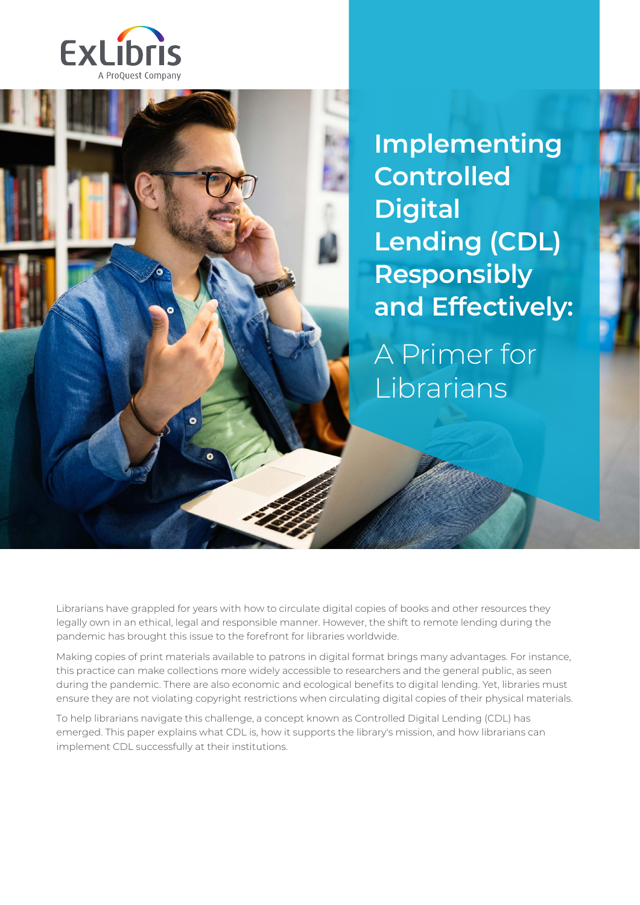# Implementing Controlled Digital Lending (CDL) Responsibly and Effectively:

## A Primer for Librarians

Librarians have grappled for years with how to circulate digital copies of books and other resources they legally own in an ethical, legal and responsible manner. However, the shift to remote lending during the pandemic has brought this issue to the forefront for libraries worldwide.

Making copies of print materials available to patrons in digital format brings many advantages. For instance, this practice can make collections more widely accessible to researchers and the general public, as seen during the pandemic. There are also economic and ecological benefits to digital lending. Yet, libraries must ensure they are not violating copyright restrictions when circulating digital copies of their physical materials.

To help librarians navigate this challenge, a concept known as Controlled Digital Lending (CDL) has emerged. This paper explains what CDL is, how it supports the library's mission, and how librarians can implement CDL successfully at their institutions.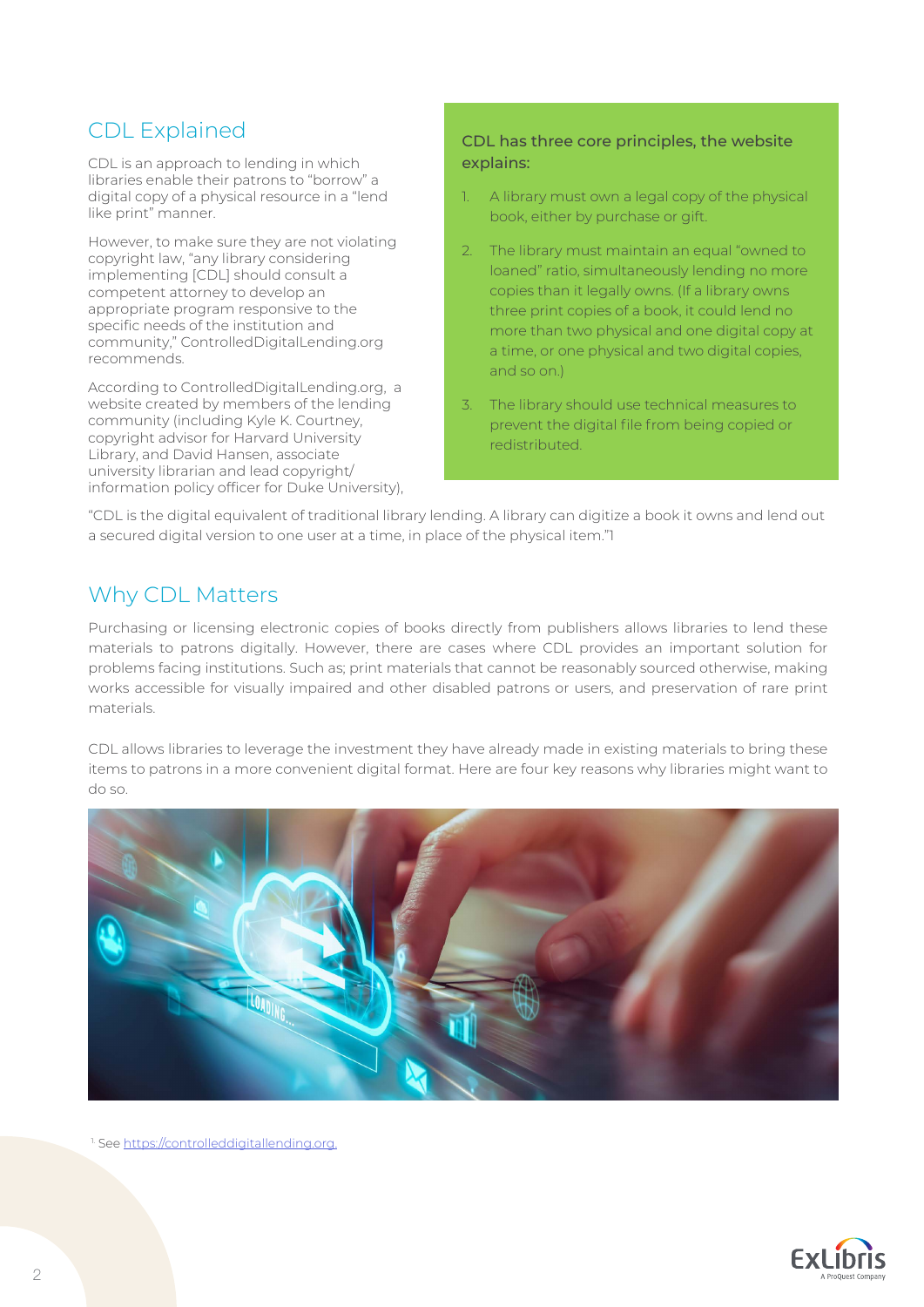## CDL Explained

CDL is an approach to lending in which libraries enable their patrons to "borrow" a digital copy of a physical resource in a "lend like print" manner.

However, to make sure they are not violating copyright law, "any library considering implementing [CDL] should consult a competent attorney to develop an appropriate program responsive to the specific needs of the institution and community," ControlledDigitalLending.org recommends.

According to ControlledDigitalLending.org, a website created by members of the lending community (including Kyle K. Courtney, copyright advisor for Harvard University Library, and David Hansen, associate university librarian and lead copyright/information policy officer for Duke University), "CDL is the digital equivalent of traditional library lending. A library can digitize a book it owns and lend out a secured digital version to one user at a time, in place of the physical item."[1]

**CDL has three core principles, the website explains:**

1. A library must own a legal copy of the physical book, either by purchase or gift.
2. The library must maintain an equal "owned to loaned" ratio, simultaneously lending no more copies than it legally owns. (If a library owns three print copies of a book, it could lend no more than two physical and one digital copy at a time, or one physical and two digital copies, and so on.)
3. The library should use technical measures to prevent the digital file from being copied or redistributed.

## Why CDL Matters

Purchasing or licensing electronic copies of books directly from publishers allows libraries to lend these materials to patrons digitally. However, there are cases where CDL provides an important solution for problems facing institutions. Such as; print materials that cannot be reasonably sourced otherwise, making works accessible for visually impaired and other disabled patrons or users, and preservation of rare print materials.

CDL allows libraries to leverage the investment they have already made in existing materials to bring these items to patrons in a more convenient digital format. Here are four key reasons why libraries might want to do so.

[1] See https://controlleddigitallending.org.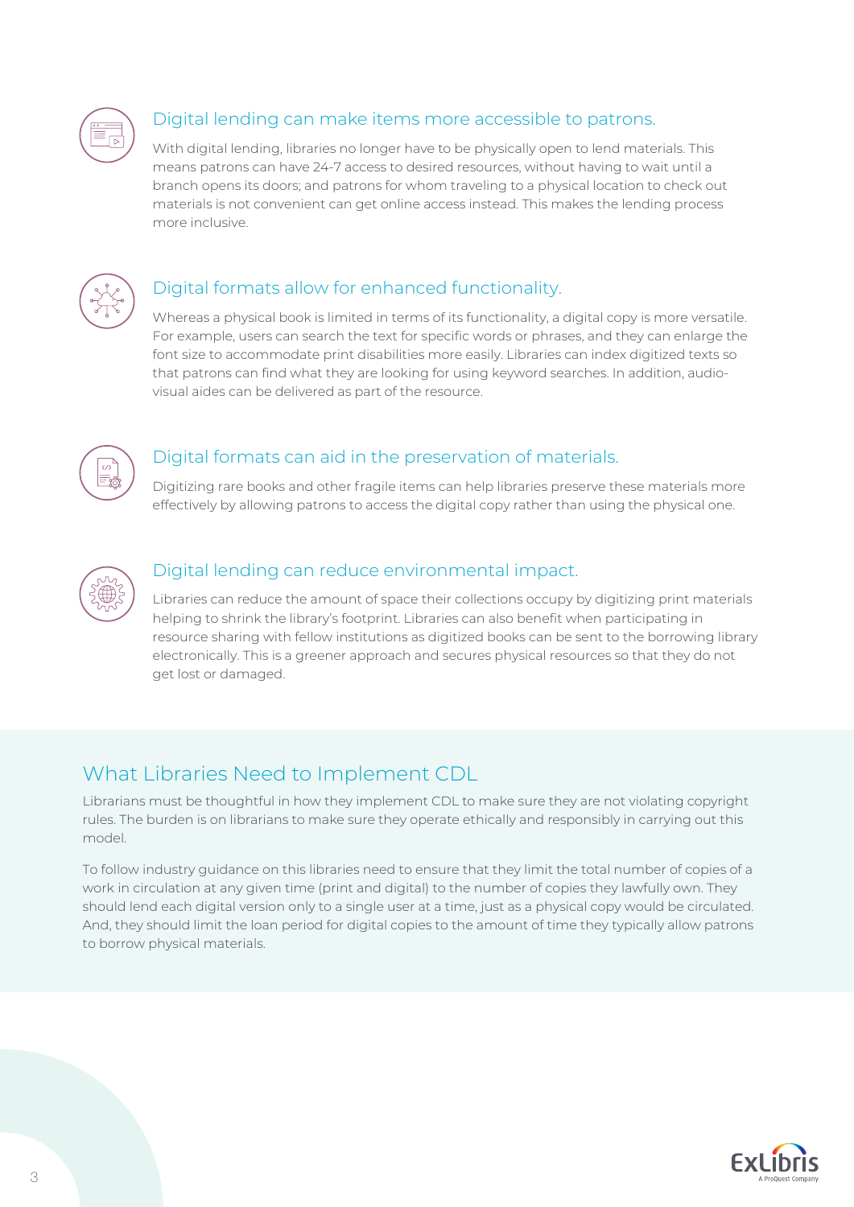### Digital lending can make items more accessible to patrons.

With digital lending, libraries no longer have to be physically open to lend materials. This means patrons can have 24-7 access to desired resources, without having to wait until a branch opens its doors; and patrons for whom traveling to a physical location to check out materials is not convenient can get online access instead. This makes the lending process more inclusive.

### Digital formats allow for enhanced functionality.

Whereas a physical book is limited in terms of its functionality, a digital copy is more versatile. For example, users can search the text for specific words or phrases, and they can enlarge the font size to accommodate print disabilities more easily. Libraries can index digitized texts so that patrons can find what they are looking for using keyword searches. In addition, audio-visual aides can be delivered as part of the resource.

### Digital formats can aid in the preservation of materials.

Digitizing rare books and other fragile items can help libraries preserve these materials more effectively by allowing patrons to access the digital copy rather than using the physical one.

### Digital lending can reduce environmental impact.

Libraries can reduce the amount of space their collections occupy by digitizing print materials helping to shrink the library's footprint. Libraries can also benefit when participating in resource sharing with fellow institutions as digitized books can be sent to the borrowing library electronically. This is a greener approach and secures physical resources so that they do not get lost or damaged.

## What Libraries Need to Implement CDL

Librarians must be thoughtful in how they implement CDL to make sure they are not violating copyright rules. The burden is on librarians to make sure they operate ethically and responsibly in carrying out this model.

To follow industry guidance on this libraries need to ensure that they limit the total number of copies of a work in circulation at any given time (print and digital) to the number of copies they lawfully own. They should lend each digital version only to a single user at a time, just as a physical copy would be circulated. And, they should limit the loan period for digital copies to the amount of time they typically allow patrons to borrow physical materials.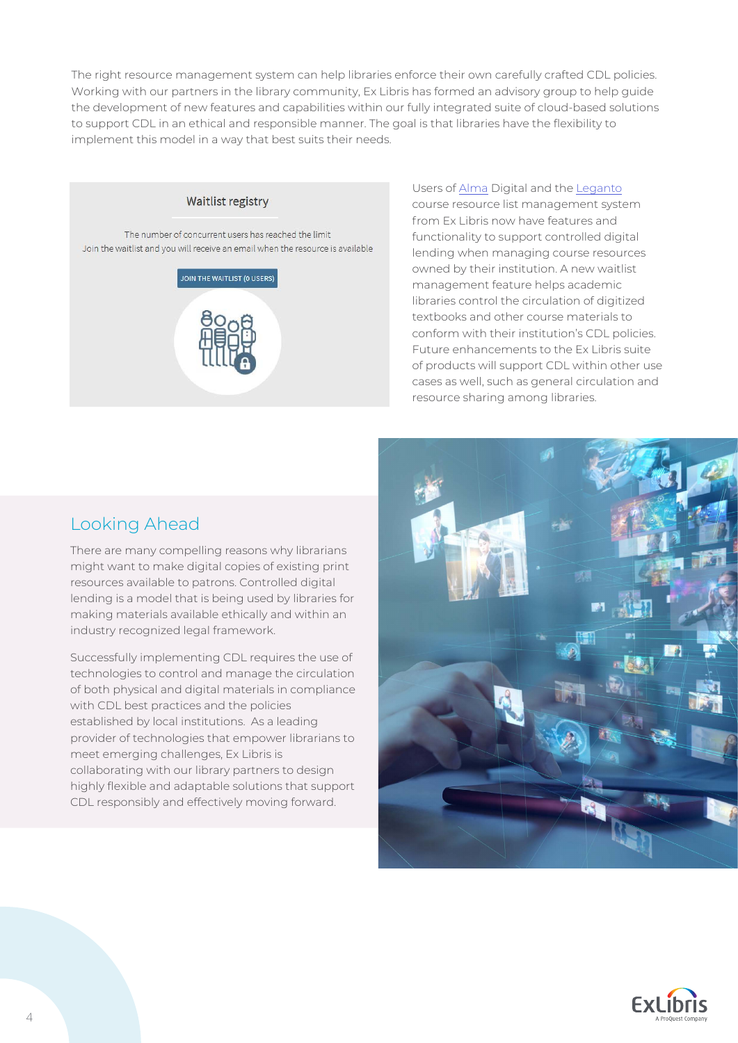The right resource management system can help libraries enforce their own carefully crafted CDL policies. Working with our partners in the library community, Ex Libris has formed an advisory group to help guide the development of new features and capabilities within our fully integrated suite of cloud-based solutions to support CDL in an ethical and responsible manner. The goal is that libraries have the flexibility to implement this model in a way that best suits their needs.

Waitlist registry

The number of concurrent users has reached the limit
Join the waitlist and you will receive an email when the resource is available

JOIN THE WAITLIST (0 USERS)

Users of Alma Digital and the Leganto course resource list management system from Ex Libris now have features and functionality to support controlled digital lending when managing course resources owned by their institution. A new waitlist management feature helps academic libraries control the circulation of digitized textbooks and other course materials to conform with their institution's CDL policies. Future enhancements to the Ex Libris suite of products will support CDL within other use cases as well, such as general circulation and resource sharing among libraries.

## Looking Ahead

There are many compelling reasons why librarians might want to make digital copies of existing print resources available to patrons. Controlled digital lending is a model that is being used by libraries for making materials available ethically and within an industry recognized legal framework.

Successfully implementing CDL requires the use of technologies to control and manage the circulation of both physical and digital materials in compliance with CDL best practices and the policies established by local institutions. As a leading provider of technologies that empower librarians to meet emerging challenges, Ex Libris is collaborating with our library partners to design highly flexible and adaptable solutions that support CDL responsibly and effectively moving forward.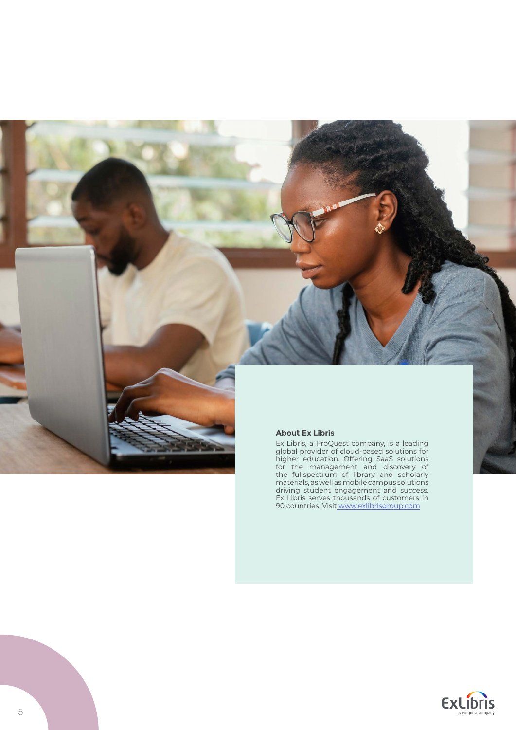**About Ex Libris**

Ex Libris, a ProQuest company, is a leading global provider of cloud-based solutions for higher education. Offering SaaS solutions for the management and discovery of the fullspectrum of library and scholarly materials, as well as mobile campus solutions driving student engagement and success, Ex Libris serves thousands of customers in 90 countries. Visit [www.exlibrisgroup.com](http://www.exlibrisgroup.com)